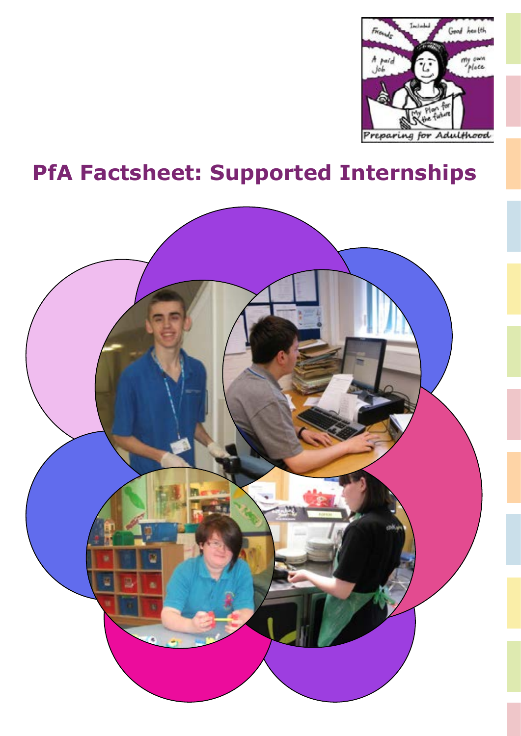# PfA Factsheet: Supported Internships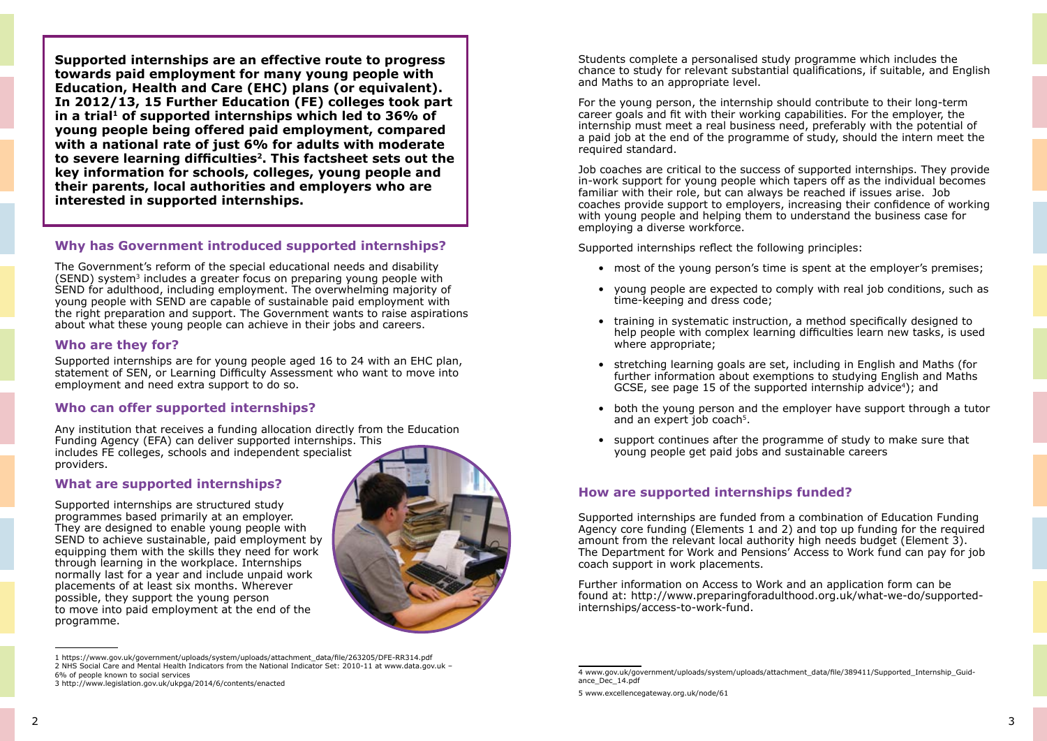**Supported internships are an effective route to progress towards paid employment for many young people with Education, Health and Care (EHC) plans (or equivalent). In 2012/13, 15 Further Education (FE) colleges took part in a trial[1] of supported internships which led to 36% of young people being offered paid employment, compared with a national rate of just 6% for adults with moderate to severe learning difficulties[2]. This factsheet sets out the key information for schools, colleges, young people and their parents, local authorities and employers who are interested in supported internships.**

## Why has Government introduced supported internships?

The Government's reform of the special educational needs and disability (SEND) system[3] includes a greater focus on preparing young people with SEND for adulthood, including employment. The overwhelming majority of young people with SEND are capable of sustainable paid employment with the right preparation and support. The Government wants to raise aspirations about what these young people can achieve in their jobs and careers.

## Who are they for?

Supported internships are for young people aged 16 to 24 with an EHC plan, statement of SEN, or Learning Difficulty Assessment who want to move into employment and need extra support to do so.

## Who can offer supported internships?

Any institution that receives a funding allocation directly from the Education Funding Agency (EFA) can deliver supported internships. This includes FE colleges, schools and independent specialist providers.

## What are supported internships?

Supported internships are structured study programmes based primarily at an employer. They are designed to enable young people with SEND to achieve sustainable, paid employment by equipping them with the skills they need for work through learning in the workplace. Internships normally last for a year and include unpaid work placements of at least six months. Wherever possible, they support the young person to move into paid employment at the end of the programme.

1 https://www.gov.uk/government/uploads/system/uploads/attachment_data/file/263205/DFE-RR314.pdf

2 NHS Social Care and Mental Health Indicators from the National Indicator Set: 2010-11 at www.data.gov.uk – 6% of people known to social services

3 http://www.legislation.gov.uk/ukpga/2014/6/contents/enacted

Students complete a personalised study programme which includes the chance to study for relevant substantial qualifications, if suitable, and English and Maths to an appropriate level.

For the young person, the internship should contribute to their long-term career goals and fit with their working capabilities. For the employer, the internship must meet a real business need, preferably with the potential of a paid job at the end of the programme of study, should the intern meet the required standard.

Job coaches are critical to the success of supported internships. They provide in-work support for young people which tapers off as the individual becomes familiar with their role, but can always be reached if issues arise. Job coaches provide support to employers, increasing their confidence of working with young people and helping them to understand the business case for employing a diverse workforce.

Supported internships reflect the following principles:

- most of the young person's time is spent at the employer's premises;
- young people are expected to comply with real job conditions, such as time-keeping and dress code;
- training in systematic instruction, a method specifically designed to help people with complex learning difficulties learn new tasks, is used where appropriate;
- stretching learning goals are set, including in English and Maths (for further information about exemptions to studying English and Maths GCSE, see page 15 of the supported internship advice[4]); and
- both the young person and the employer have support through a tutor and an expert job coach[5].
- support continues after the programme of study to make sure that young people get paid jobs and sustainable careers

## How are supported internships funded?

Supported internships are funded from a combination of Education Funding Agency core funding (Elements 1 and 2) and top up funding for the required amount from the relevant local authority high needs budget (Element 3). The Department for Work and Pensions' Access to Work fund can pay for job coach support in work placements.

Further information on Access to Work and an application form can be found at: http://www.preparingforadulthood.org.uk/what-we-do/supported-internships/access-to-work-fund.

4 www.gov.uk/government/uploads/system/uploads/attachment_data/file/389411/Supported_Internship_Guidance_Dec_14.pdf

5 www.excellencegateway.org.uk/node/61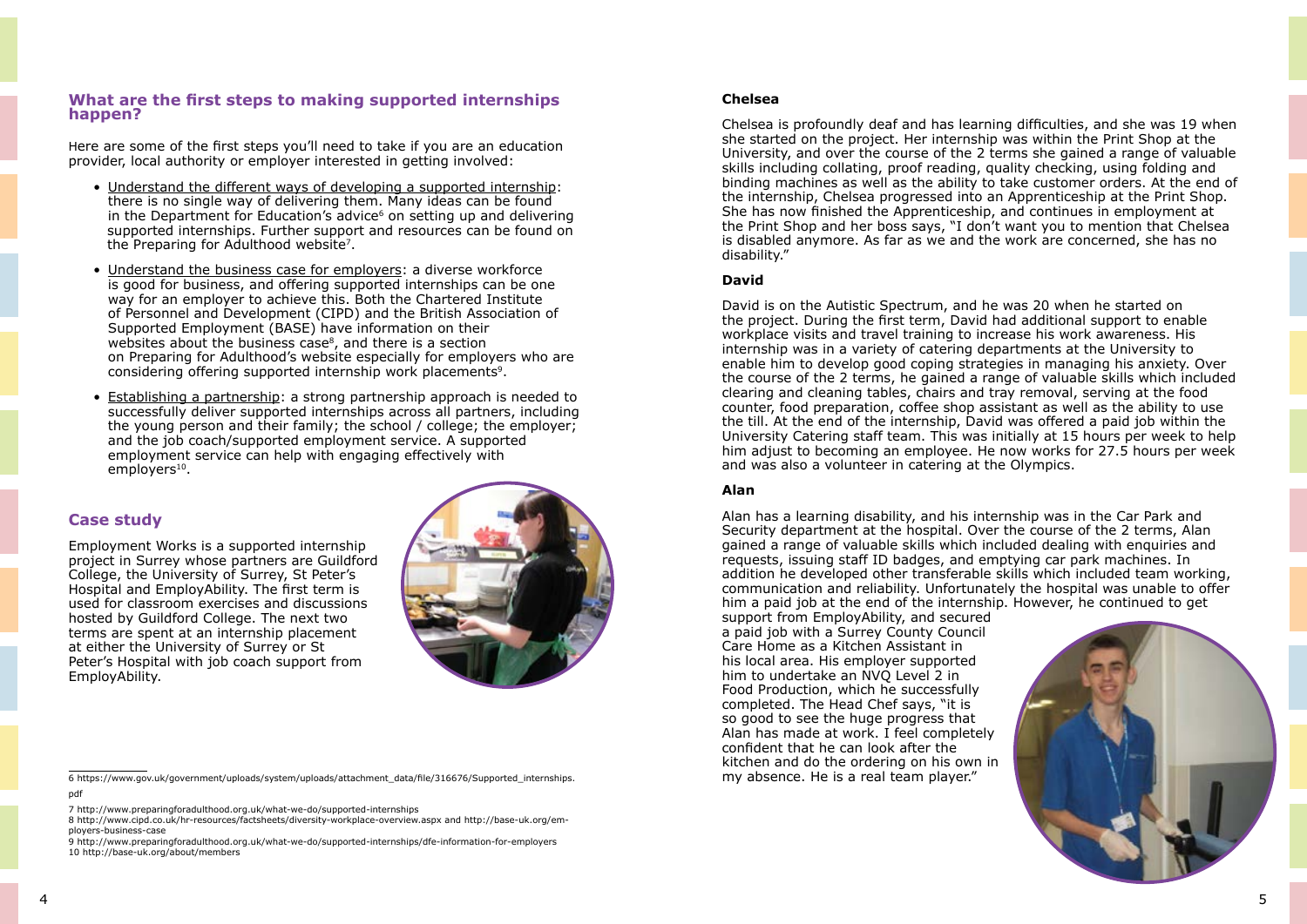## What are the first steps to making supported internships happen?

Here are some of the first steps you'll need to take if you are an education provider, local authority or employer interested in getting involved:

- Understand the different ways of developing a supported internship: there is no single way of delivering them. Many ideas can be found in the Department for Education's advice[6] on setting up and delivering supported internships. Further support and resources can be found on the Preparing for Adulthood website[7].
- Understand the business case for employers: a diverse workforce is good for business, and offering supported internships can be one way for an employer to achieve this. Both the Chartered Institute of Personnel and Development (CIPD) and the British Association of Supported Employment (BASE) have information on their websites about the business case[8], and there is a section on Preparing for Adulthood's website especially for employers who are considering offering supported internship work placements[9].
- Establishing a partnership: a strong partnership approach is needed to successfully deliver supported internships across all partners, including the young person and their family; the school / college; the employer; and the job coach/supported employment service. A supported employment service can help with engaging effectively with employers[10].

## Case study

Employment Works is a supported internship project in Surrey whose partners are Guildford College, the University of Surrey, St Peter's Hospital and EmployAbility. The first term is used for classroom exercises and discussions hosted by Guildford College. The next two terms are spent at an internship placement at either the University of Surrey or St Peter's Hospital with job coach support from EmployAbility.

6 https://www.gov.uk/government/uploads/system/uploads/attachment_data/file/316676/Supported_internships.pdf

7 http://www.preparingforadulthood.org.uk/what-we-do/supported-internships

8 http://www.cipd.co.uk/hr-resources/factsheets/diversity-workplace-overview.aspx and http://base-uk.org/employers-business-case

9 http://www.preparingforadulthood.org.uk/what-we-do/supported-internships/dfe-information-for-employers

10 http://base-uk.org/about/members

### Chelsea

Chelsea is profoundly deaf and has learning difficulties, and she was 19 when she started on the project. Her internship was within the Print Shop at the University, and over the course of the 2 terms she gained a range of valuable skills including collating, proof reading, quality checking, using folding and binding machines as well as the ability to take customer orders. At the end of the internship, Chelsea progressed into an Apprenticeship at the Print Shop. She has now finished the Apprenticeship, and continues in employment at the Print Shop and her boss says, "I don't want you to mention that Chelsea is disabled anymore. As far as we and the work are concerned, she has no disability."

### David

David is on the Autistic Spectrum, and he was 20 when he started on the project. During the first term, David had additional support to enable workplace visits and travel training to increase his work awareness. His internship was in a variety of catering departments at the University to enable him to develop good coping strategies in managing his anxiety. Over the course of the 2 terms, he gained a range of valuable skills which included clearing and cleaning tables, chairs and tray removal, serving at the food counter, food preparation, coffee shop assistant as well as the ability to use the till. At the end of the internship, David was offered a paid job within the University Catering staff team. This was initially at 15 hours per week to help him adjust to becoming an employee. He now works for 27.5 hours per week and was also a volunteer in catering at the Olympics.

### Alan

Alan has a learning disability, and his internship was in the Car Park and Security department at the hospital. Over the course of the 2 terms, Alan gained a range of valuable skills which included dealing with enquiries and requests, issuing staff ID badges, and emptying car park machines. In addition he developed other transferable skills which included team working, communication and reliability. Unfortunately the hospital was unable to offer him a paid job at the end of the internship. However, he continued to get support from EmployAbility, and secured a paid job with a Surrey County Council Care Home as a Kitchen Assistant in his local area. His employer supported him to undertake an NVQ Level 2 in Food Production, which he successfully completed. The Head Chef says, "it is so good to see the huge progress that Alan has made at work. I feel completely confident that he can look after the kitchen and do the ordering on his own in my absence. He is a real team player."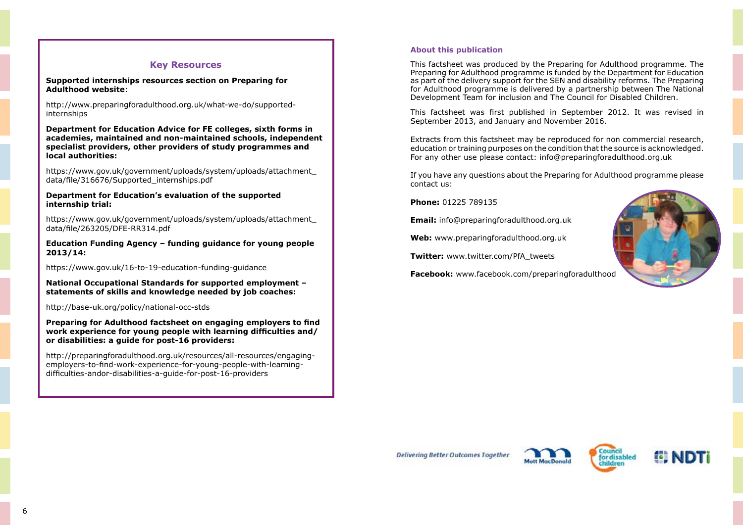## Key Resources

**Supported internships resources section on Preparing for Adulthood website**:

http://www.preparingforadulthood.org.uk/what-we-do/supported-internships

**Department for Education Advice for FE colleges, sixth forms in academies, maintained and non-maintained schools, independent specialist providers, other providers of study programmes and local authorities:**

https://www.gov.uk/government/uploads/system/uploads/attachment_data/file/316676/Supported_internships.pdf

**Department for Education's evaluation of the supported internship trial:**

https://www.gov.uk/government/uploads/system/uploads/attachment_data/file/263205/DFE-RR314.pdf

**Education Funding Agency – funding guidance for young people 2013/14:**

https://www.gov.uk/16-to-19-education-funding-guidance

**National Occupational Standards for supported employment – statements of skills and knowledge needed by job coaches:**

http://base-uk.org/policy/national-occ-stds

**Preparing for Adulthood factsheet on engaging employers to find work experience for young people with learning difficulties and/or disabilities: a guide for post-16 providers:**

http://preparingforadulthood.org.uk/resources/all-resources/engaging-employers-to-find-work-experience-for-young-people-with-learning-difficulties-andor-disabilities-a-guide-for-post-16-providers

### About this publication

This factsheet was produced by the Preparing for Adulthood programme. The Preparing for Adulthood programme is funded by the Department for Education as part of the delivery support for the SEN and disability reforms. The Preparing for Adulthood programme is delivered by a partnership between The National Development Team for inclusion and The Council for Disabled Children.

This factsheet was first published in September 2012. It was revised in September 2013, and January and November 2016.

Extracts from this factsheet may be reproduced for non commercial research, education or training purposes on the condition that the source is acknowledged. For any other use please contact: info@preparingforadulthood.org.uk

If you have any questions about the Preparing for Adulthood programme please contact us:

**Phone:** 01225 789135

**Email:** info@preparingforadulthood.org.uk

**Web:** www.preparingforadulthood.org.uk

**Twitter:** www.twitter.com/PfA_tweets

**Facebook:** www.facebook.com/preparingforadulthood

*Delivering Better Outcomes Together*

Mott MacDonald

Council for disabled children

NDTi